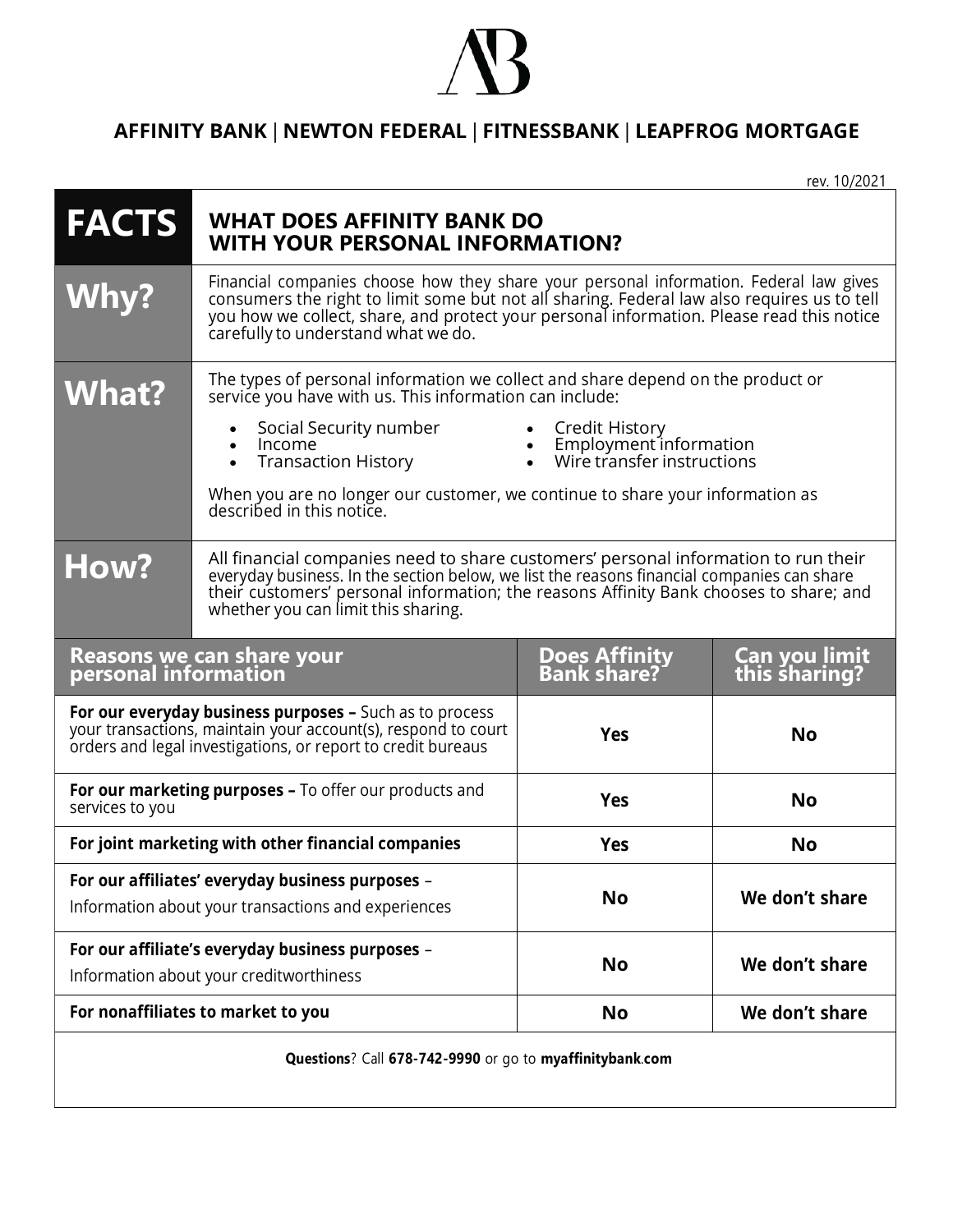**AFFINITY BANK | NEWTON FEDERAL | FITNESSBANK | LEAPFROG MORTGAGE**

rev. 10/2021

| **FACTS** | **WHAT DOES AFFINITY BANK DO WITH YOUR PERSONAL INFORMATION?** |
|---|---|
| **Why?** | Financial companies choose how they share your personal information. Federal law gives consumers the right to limit some but not all sharing. Federal law also requires us to tell you how we collect, share, and protect your personal information. Please read this notice carefully to understand what we do. |
| **What?** | The types of personal information we collect and share depend on the product or service you have with us. This information can include:<br>• Social Security number<br>• Income<br>• Transaction History<br>• Credit History<br>• Employment information<br>• Wire transfer instructions<br><br>When you are no longer our customer, we continue to share your information as described in this notice. |
| **How?** | All financial companies need to share customers' personal information to run their everyday business. In the section below, we list the reasons financial companies can share their customers' personal information; the reasons Affinity Bank chooses to share; and whether you can limit this sharing. |

| Reasons we can share your personal information | Does Affinity Bank share? | Can you limit this sharing? |
|---|---|---|
| **For our everyday business purposes –** Such as to process your transactions, maintain your account(s), respond to court orders and legal investigations, or report to credit bureaus | **Yes** | **No** |
| **For our marketing purposes –** To offer our products and services to you | **Yes** | **No** |
| **For joint marketing with other financial companies** | **Yes** | **No** |
| **For our affiliates' everyday business purposes** – Information about your transactions and experiences | **No** | **We don't share** |
| **For our affiliate's everyday business purposes** – Information about your creditworthiness | **No** | **We don't share** |
| **For nonaffiliates to market to you** | **No** | **We don't share** |

**Questions**? Call **678-742-9990** or go to **myaffinitybank.com**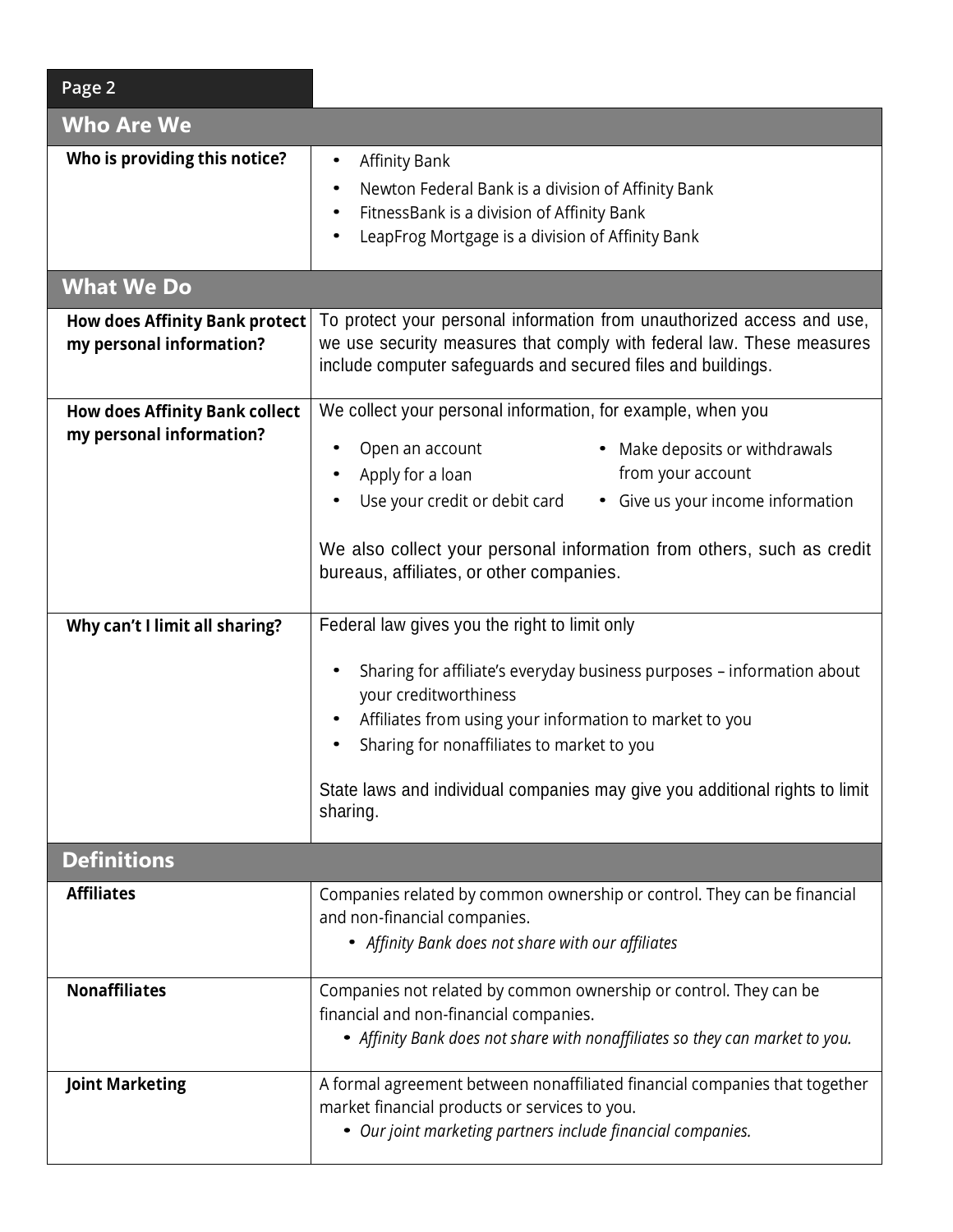## Who Are We

| | |
|---|---|
| **Who is providing this notice?** | • Affinity Bank<br>• Newton Federal Bank is a division of Affinity Bank<br>• FitnessBank is a division of Affinity Bank<br>• LeapFrog Mortgage is a division of Affinity Bank |

## What We Do

| | |
|---|---|
| **How does Affinity Bank protect my personal information?** | To protect your personal information from unauthorized access and use, we use security measures that comply with federal law. These measures include computer safeguards and secured files and buildings. |
| **How does Affinity Bank collect my personal information?** | We collect your personal information, for example, when you<br>• Open an account<br>• Apply for a loan<br>• Use your credit or debit card<br>• Make deposits or withdrawals from your account<br>• Give us your income information<br><br>We also collect your personal information from others, such as credit bureaus, affiliates, or other companies. |
| **Why can't I limit all sharing?** | Federal law gives you the right to limit only<br>• Sharing for affiliate's everyday business purposes – information about your creditworthiness<br>• Affiliates from using your information to market to you<br>• Sharing for nonaffiliates to market to you<br><br>State laws and individual companies may give you additional rights to limit sharing. |

## Definitions

| | |
|---|---|
| **Affiliates** | Companies related by common ownership or control. They can be financial and non-financial companies.<br>• *Affinity Bank does not share with our affiliates* |
| **Nonaffiliates** | Companies not related by common ownership or control. They can be financial and non-financial companies.<br>• *Affinity Bank does not share with nonaffiliates so they can market to you.* |
| **Joint Marketing** | A formal agreement between nonaffiliated financial companies that together market financial products or services to you.<br>• *Our joint marketing partners include financial companies.* |